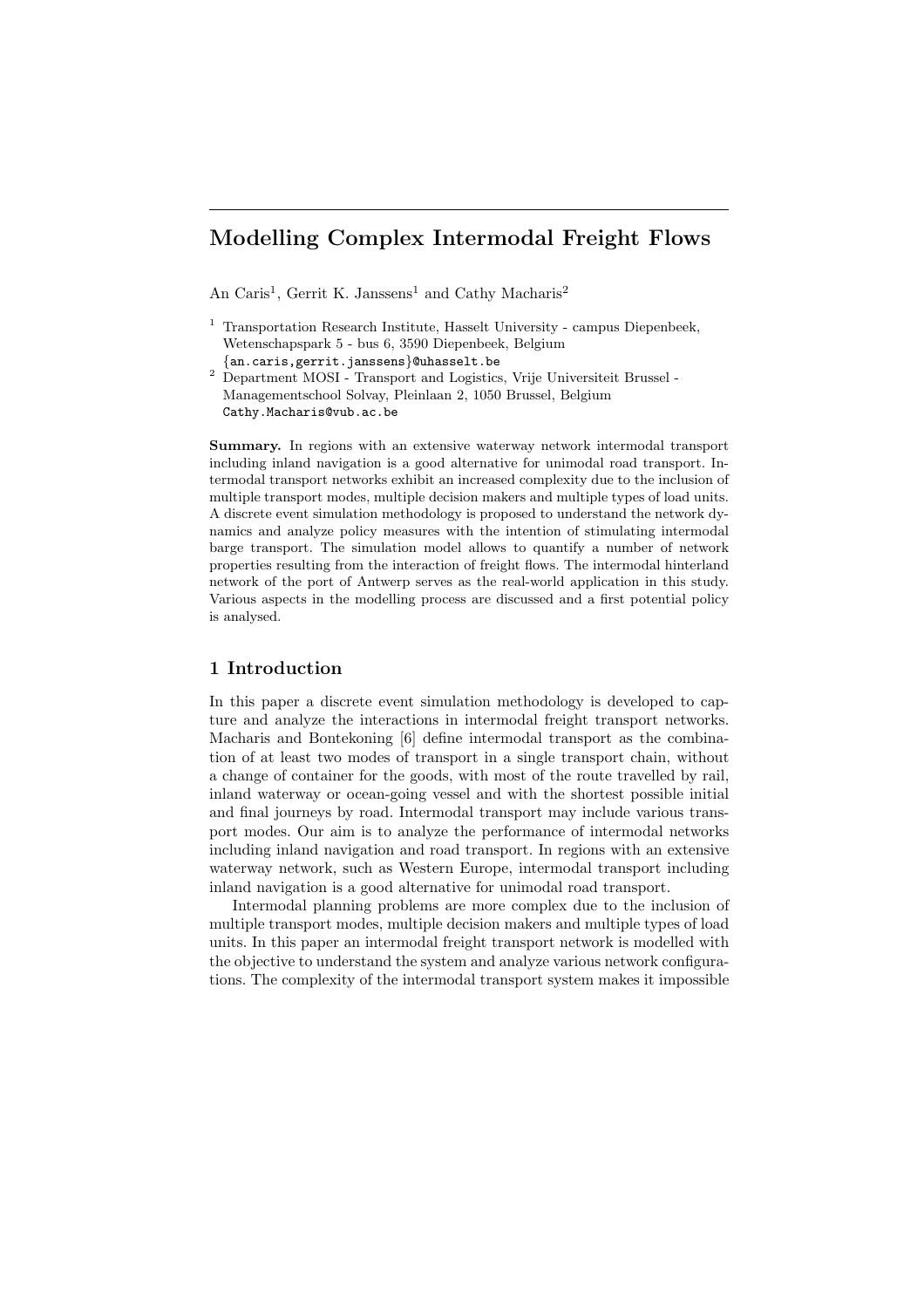# Modelling Complex Intermodal Freight Flows

An Caris[1], Gerrit K. Janssens[1] and Cathy Macharis[2]

[1] Transportation Research Institute, Hasselt University - campus Diepenbeek, Wetenschapspark 5 - bus 6, 3590 Diepenbeek, Belgium
{an.caris,gerrit.janssens}@uhasselt.be

[2] Department MOSI - Transport and Logistics, Vrije Universiteit Brussel - Managementschool Solvay, Pleinlaan 2, 1050 Brussel, Belgium
Cathy.Macharis@vub.ac.be

**Summary.** In regions with an extensive waterway network intermodal transport including inland navigation is a good alternative for unimodal road transport. Intermodal transport networks exhibit an increased complexity due to the inclusion of multiple transport modes, multiple decision makers and multiple types of load units. A discrete event simulation methodology is proposed to understand the network dynamics and analyze policy measures with the intention of stimulating intermodal barge transport. The simulation model allows to quantify a number of network properties resulting from the interaction of freight flows. The intermodal hinterland network of the port of Antwerp serves as the real-world application in this study. Various aspects in the modelling process are discussed and a first potential policy is analysed.

## 1 Introduction

In this paper a discrete event simulation methodology is developed to capture and analyze the interactions in intermodal freight transport networks. Macharis and Bontekoning [6] define intermodal transport as the combination of at least two modes of transport in a single transport chain, without a change of container for the goods, with most of the route travelled by rail, inland waterway or ocean-going vessel and with the shortest possible initial and final journeys by road. Intermodal transport may include various transport modes. Our aim is to analyze the performance of intermodal networks including inland navigation and road transport. In regions with an extensive waterway network, such as Western Europe, intermodal transport including inland navigation is a good alternative for unimodal road transport.

Intermodal planning problems are more complex due to the inclusion of multiple transport modes, multiple decision makers and multiple types of load units. In this paper an intermodal freight transport network is modelled with the objective to understand the system and analyze various network configurations. The complexity of the intermodal transport system makes it impossible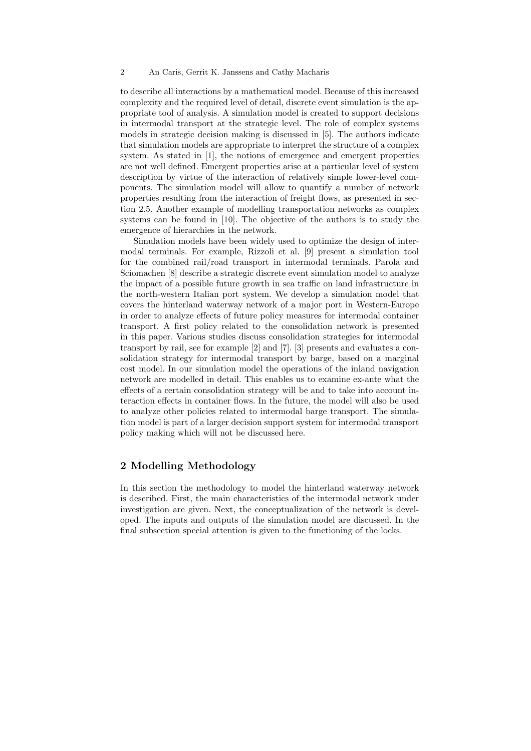to describe all interactions by a mathematical model. Because of this increased complexity and the required level of detail, discrete event simulation is the appropriate tool of analysis. A simulation model is created to support decisions in intermodal transport at the strategic level. The role of complex systems models in strategic decision making is discussed in [5]. The authors indicate that simulation models are appropriate to interpret the structure of a complex system. As stated in [1], the notions of emergence and emergent properties are not well defined. Emergent properties arise at a particular level of system description by virtue of the interaction of relatively simple lower-level components. The simulation model will allow to quantify a number of network properties resulting from the interaction of freight flows, as presented in section 2.5. Another example of modelling transportation networks as complex systems can be found in [10]. The objective of the authors is to study the emergence of hierarchies in the network.

Simulation models have been widely used to optimize the design of intermodal terminals. For example, Rizzoli et al. [9] present a simulation tool for the combined rail/road transport in intermodal terminals. Parola and Sciomachen [8] describe a strategic discrete event simulation model to analyze the impact of a possible future growth in sea traffic on land infrastructure in the north-western Italian port system. We develop a simulation model that covers the hinterland waterway network of a major port in Western-Europe in order to analyze effects of future policy measures for intermodal container transport. A first policy related to the consolidation network is presented in this paper. Various studies discuss consolidation strategies for intermodal transport by rail, see for example [2] and [7]. [3] presents and evaluates a consolidation strategy for intermodal transport by barge, based on a marginal cost model. In our simulation model the operations of the inland navigation network are modelled in detail. This enables us to examine ex-ante what the effects of a certain consolidation strategy will be and to take into account interaction effects in container flows. In the future, the model will also be used to analyze other policies related to intermodal barge transport. The simulation model is part of a larger decision support system for intermodal transport policy making which will not be discussed here.

## 2 Modelling Methodology

In this section the methodology to model the hinterland waterway network is described. First, the main characteristics of the intermodal network under investigation are given. Next, the conceptualization of the network is developed. The inputs and outputs of the simulation model are discussed. In the final subsection special attention is given to the functioning of the locks.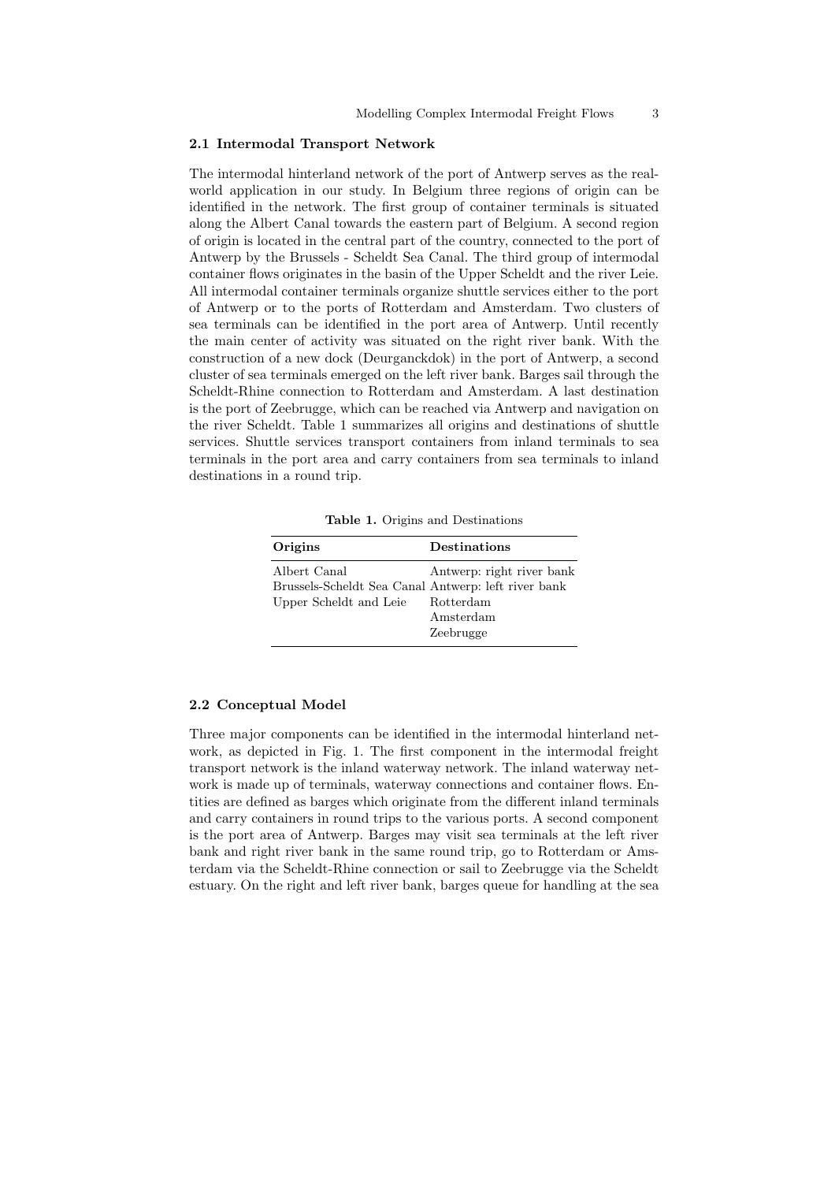### 2.1 Intermodal Transport Network

The intermodal hinterland network of the port of Antwerp serves as the real-world application in our study. In Belgium three regions of origin can be identified in the network. The first group of container terminals is situated along the Albert Canal towards the eastern part of Belgium. A second region of origin is located in the central part of the country, connected to the port of Antwerp by the Brussels - Scheldt Sea Canal. The third group of intermodal container flows originates in the basin of the Upper Scheldt and the river Leie. All intermodal container terminals organize shuttle services either to the port of Antwerp or to the ports of Rotterdam and Amsterdam. Two clusters of sea terminals can be identified in the port area of Antwerp. Until recently the main center of activity was situated on the right river bank. With the construction of a new dock (Deurganckdok) in the port of Antwerp, a second cluster of sea terminals emerged on the left river bank. Barges sail through the Scheldt-Rhine connection to Rotterdam and Amsterdam. A last destination is the port of Zeebrugge, which can be reached via Antwerp and navigation on the river Scheldt. Table 1 summarizes all origins and destinations of shuttle services. Shuttle services transport containers from inland terminals to sea terminals in the port area and carry containers from sea terminals to inland destinations in a round trip.

**Table 1.** Origins and Destinations

| Origins | Destinations |
|---|---|
| Albert Canal | Antwerp: right river bank |
| Brussels-Scheldt Sea Canal | Antwerp: left river bank |
| Upper Scheldt and Leie | Rotterdam |
| | Amsterdam |
| | Zeebrugge |

### 2.2 Conceptual Model

Three major components can be identified in the intermodal hinterland network, as depicted in Fig. 1. The first component in the intermodal freight transport network is the inland waterway network. The inland waterway network is made up of terminals, waterway connections and container flows. Entities are defined as barges which originate from the different inland terminals and carry containers in round trips to the various ports. A second component is the port area of Antwerp. Barges may visit sea terminals at the left river bank and right river bank in the same round trip, go to Rotterdam or Amsterdam via the Scheldt-Rhine connection or sail to Zeebrugge via the Scheldt estuary. On the right and left river bank, barges queue for handling at the sea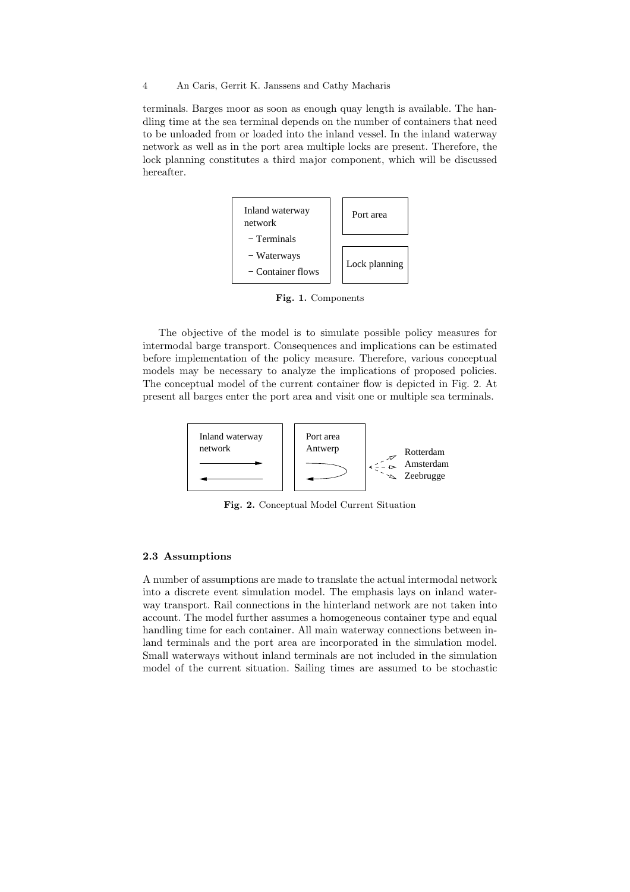terminals. Barges moor as soon as enough quay length is available. The handling time at the sea terminal depends on the number of containers that need to be unloaded from or loaded into the inland vessel. In the inland waterway network as well as in the port area multiple locks are present. Therefore, the lock planning constitutes a third major component, which will be discussed hereafter.

Inland waterway network
- Terminals
- Waterways
- Container flows

Port area

Lock planning

**Fig. 1.** Components

The objective of the model is to simulate possible policy measures for intermodal barge transport. Consequences and implications can be estimated before implementation of the policy measure. Therefore, various conceptual models may be necessary to analyze the implications of proposed policies. The conceptual model of the current container flow is depicted in Fig. 2. At present all barges enter the port area and visit one or multiple sea terminals.

Inland waterway network

Port area Antwerp

Rotterdam
Amsterdam
Zeebrugge

**Fig. 2.** Conceptual Model Current Situation

### 2.3 Assumptions

A number of assumptions are made to translate the actual intermodal network into a discrete event simulation model. The emphasis lays on inland waterway transport. Rail connections in the hinterland network are not taken into account. The model further assumes a homogeneous container type and equal handling time for each container. All main waterway connections between inland terminals and the port area are incorporated in the simulation model. Small waterways without inland terminals are not included in the simulation model of the current situation. Sailing times are assumed to be stochastic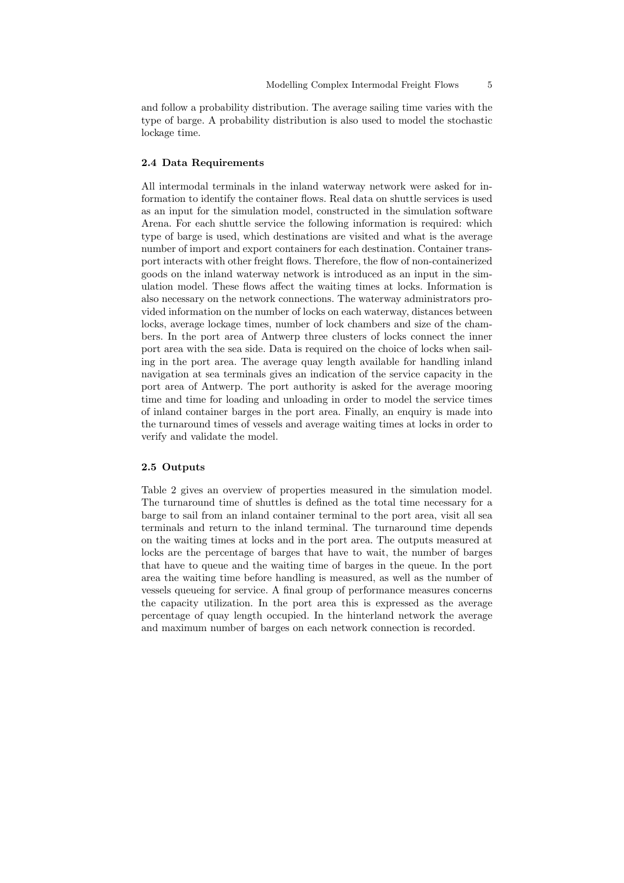and follow a probability distribution. The average sailing time varies with the type of barge. A probability distribution is also used to model the stochastic lockage time.

### 2.4 Data Requirements

All intermodal terminals in the inland waterway network were asked for information to identify the container flows. Real data on shuttle services is used as an input for the simulation model, constructed in the simulation software Arena. For each shuttle service the following information is required: which type of barge is used, which destinations are visited and what is the average number of import and export containers for each destination. Container transport interacts with other freight flows. Therefore, the flow of non-containerized goods on the inland waterway network is introduced as an input in the simulation model. These flows affect the waiting times at locks. Information is also necessary on the network connections. The waterway administrators provided information on the number of locks on each waterway, distances between locks, average lockage times, number of lock chambers and size of the chambers. In the port area of Antwerp three clusters of locks connect the inner port area with the sea side. Data is required on the choice of locks when sailing in the port area. The average quay length available for handling inland navigation at sea terminals gives an indication of the service capacity in the port area of Antwerp. The port authority is asked for the average mooring time and time for loading and unloading in order to model the service times of inland container barges in the port area. Finally, an enquiry is made into the turnaround times of vessels and average waiting times at locks in order to verify and validate the model.

### 2.5 Outputs

Table 2 gives an overview of properties measured in the simulation model. The turnaround time of shuttles is defined as the total time necessary for a barge to sail from an inland container terminal to the port area, visit all sea terminals and return to the inland terminal. The turnaround time depends on the waiting times at locks and in the port area. The outputs measured at locks are the percentage of barges that have to wait, the number of barges that have to queue and the waiting time of barges in the queue. In the port area the waiting time before handling is measured, as well as the number of vessels queueing for service. A final group of performance measures concerns the capacity utilization. In the port area this is expressed as the average percentage of quay length occupied. In the hinterland network the average and maximum number of barges on each network connection is recorded.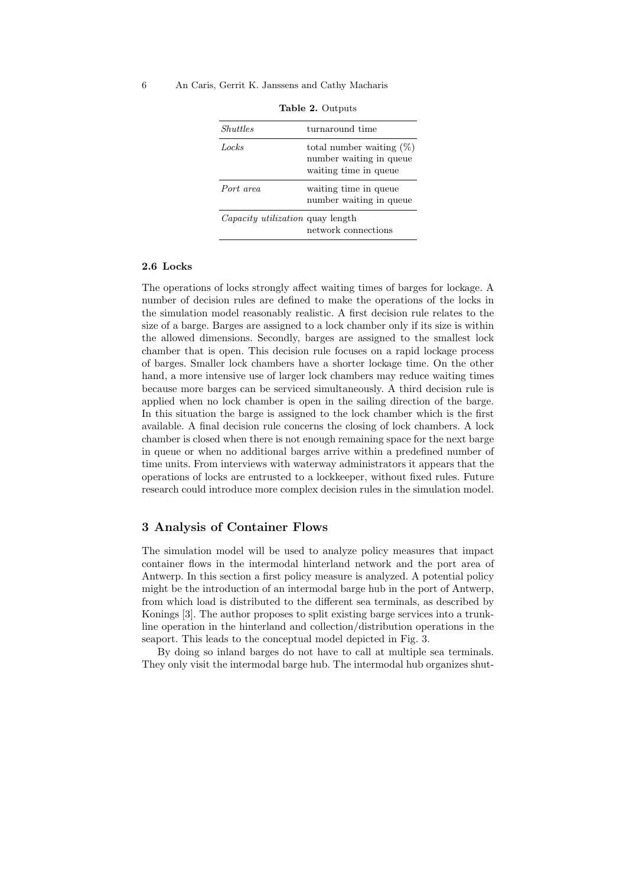**Table 2.** Outputs

| | |
|---|---|
| *Shuttles* | turnaround time |
| *Locks* | total number waiting (%)<br>number waiting in queue<br>waiting time in queue |
| *Port area* | waiting time in queue<br>number waiting in queue |
| *Capacity utilization* | quay length<br>network connections |

### 2.6 Locks

The operations of locks strongly affect waiting times of barges for lockage. A number of decision rules are defined to make the operations of the locks in the simulation model reasonably realistic. A first decision rule relates to the size of a barge. Barges are assigned to a lock chamber only if its size is within the allowed dimensions. Secondly, barges are assigned to the smallest lock chamber that is open. This decision rule focuses on a rapid lockage process of barges. Smaller lock chambers have a shorter lockage time. On the other hand, a more intensive use of larger lock chambers may reduce waiting times because more barges can be serviced simultaneously. A third decision rule is applied when no lock chamber is open in the sailing direction of the barge. In this situation the barge is assigned to the lock chamber which is the first available. A final decision rule concerns the closing of lock chambers. A lock chamber is closed when there is not enough remaining space for the next barge in queue or when no additional barges arrive within a predefined number of time units. From interviews with waterway administrators it appears that the operations of locks are entrusted to a lockkeeper, without fixed rules. Future research could introduce more complex decision rules in the simulation model.

## 3 Analysis of Container Flows

The simulation model will be used to analyze policy measures that impact container flows in the intermodal hinterland network and the port area of Antwerp. In this section a first policy measure is analyzed. A potential policy might be the introduction of an intermodal barge hub in the port of Antwerp, from which load is distributed to the different sea terminals, as described by Konings [3]. The author proposes to split existing barge services into a trunk-line operation in the hinterland and collection/distribution operations in the seaport. This leads to the conceptual model depicted in Fig. 3.

By doing so inland barges do not have to call at multiple sea terminals. They only visit the intermodal barge hub. The intermodal hub organizes shut-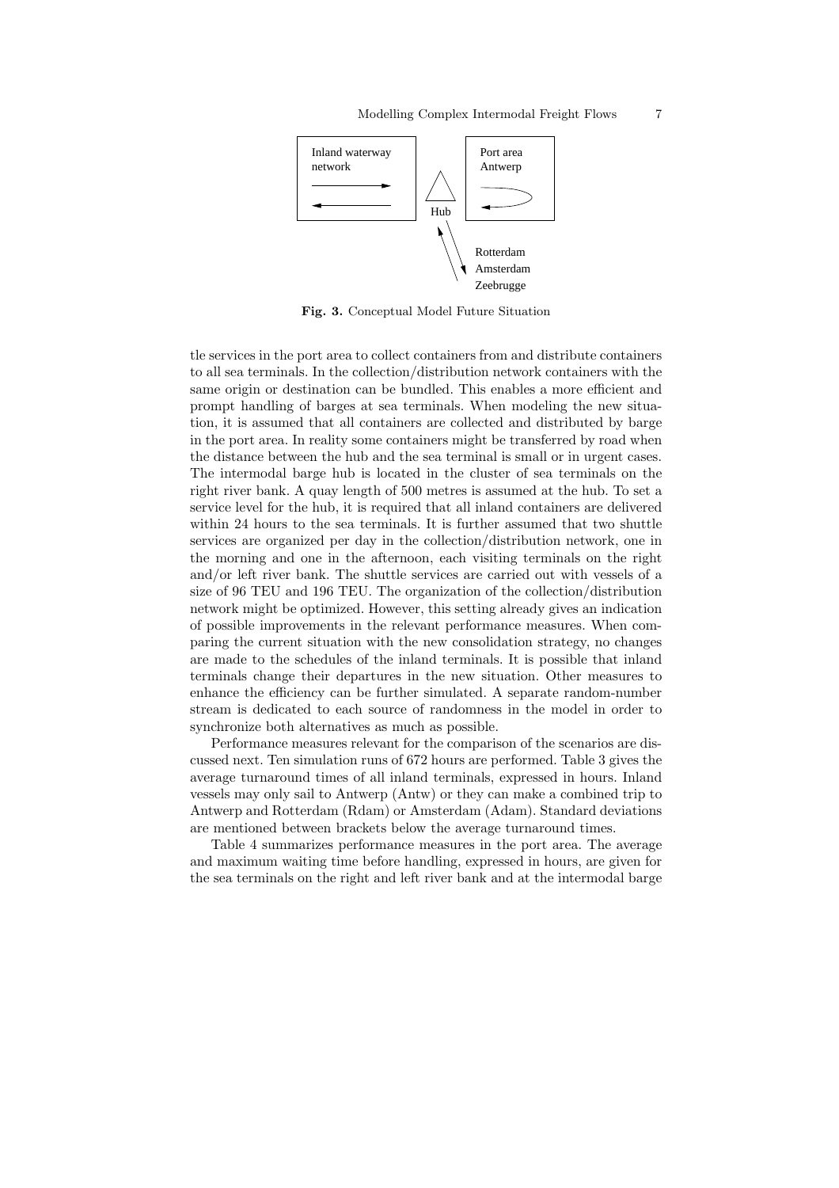Inland waterway network

Hub

Port area Antwerp

Rotterdam

Amsterdam

Zeebrugge

**Fig. 3.** Conceptual Model Future Situation

tle services in the port area to collect containers from and distribute containers to all sea terminals. In the collection/distribution network containers with the same origin or destination can be bundled. This enables a more efficient and prompt handling of barges at sea terminals. When modeling the new situation, it is assumed that all containers are collected and distributed by barge in the port area. In reality some containers might be transferred by road when the distance between the hub and the sea terminal is small or in urgent cases. The intermodal barge hub is located in the cluster of sea terminals on the right river bank. A quay length of 500 metres is assumed at the hub. To set a service level for the hub, it is required that all inland containers are delivered within 24 hours to the sea terminals. It is further assumed that two shuttle services are organized per day in the collection/distribution network, one in the morning and one in the afternoon, each visiting terminals on the right and/or left river bank. The shuttle services are carried out with vessels of a size of 96 TEU and 196 TEU. The organization of the collection/distribution network might be optimized. However, this setting already gives an indication of possible improvements in the relevant performance measures. When comparing the current situation with the new consolidation strategy, no changes are made to the schedules of the inland terminals. It is possible that inland terminals change their departures in the new situation. Other measures to enhance the efficiency can be further simulated. A separate random-number stream is dedicated to each source of randomness in the model in order to synchronize both alternatives as much as possible.

Performance measures relevant for the comparison of the scenarios are discussed next. Ten simulation runs of 672 hours are performed. Table 3 gives the average turnaround times of all inland terminals, expressed in hours. Inland vessels may only sail to Antwerp (Antw) or they can make a combined trip to Antwerp and Rotterdam (Rdam) or Amsterdam (Adam). Standard deviations are mentioned between brackets below the average turnaround times.

Table 4 summarizes performance measures in the port area. The average and maximum waiting time before handling, expressed in hours, are given for the sea terminals on the right and left river bank and at the intermodal barge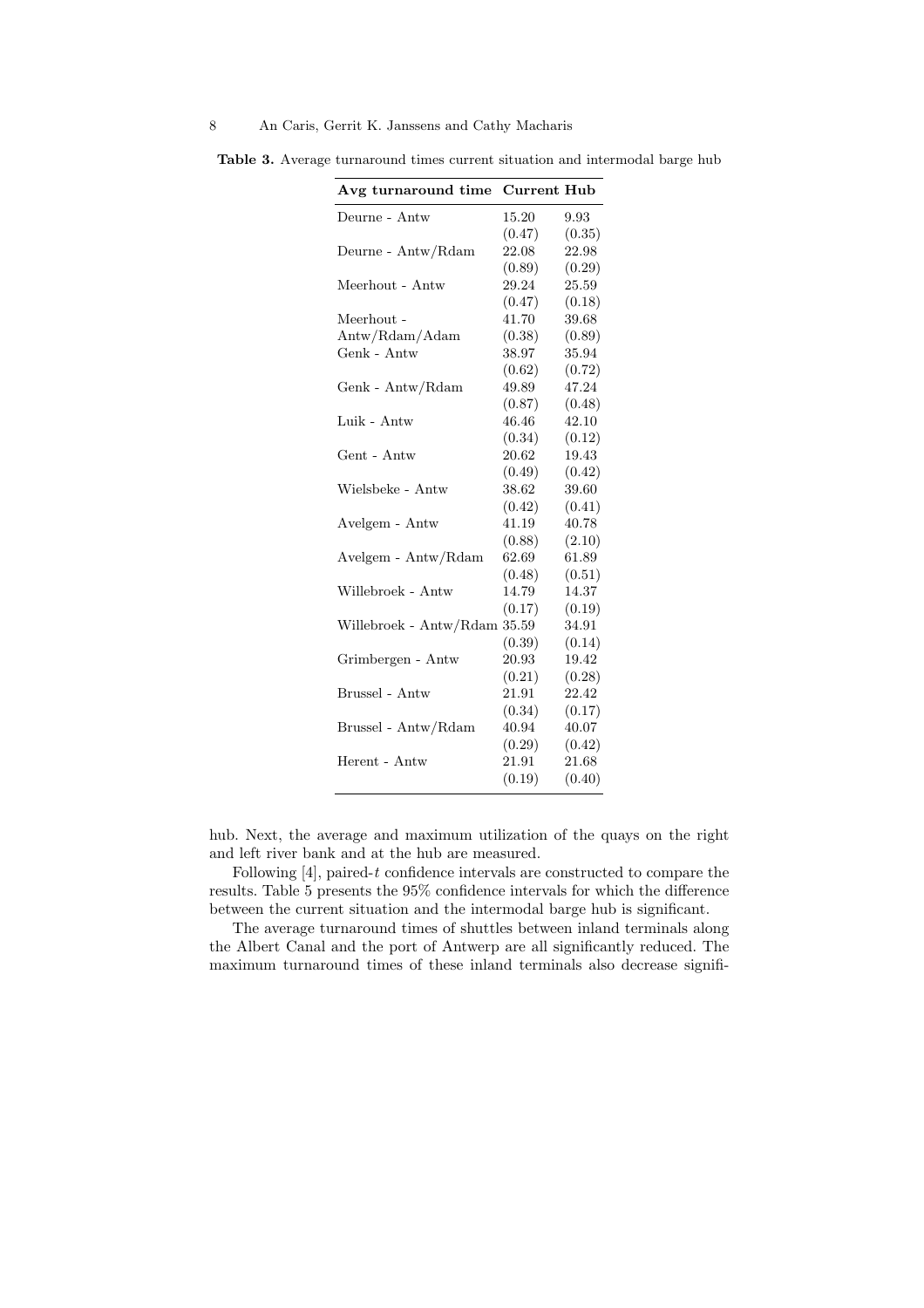**Table 3.** Average turnaround times current situation and intermodal barge hub

| Avg turnaround time | Current | Hub |
|---|---|---|
| Deurne - Antw | 15.20 | 9.93 |
| | (0.47) | (0.35) |
| Deurne - Antw/Rdam | 22.08 | 22.98 |
| | (0.89) | (0.29) |
| Meerhout - Antw | 29.24 | 25.59 |
| | (0.47) | (0.18) |
| Meerhout - Antw/Rdam/Adam | 41.70 | 39.68 |
| | (0.38) | (0.89) |
| Genk - Antw | 38.97 | 35.94 |
| | (0.62) | (0.72) |
| Genk - Antw/Rdam | 49.89 | 47.24 |
| | (0.87) | (0.48) |
| Luik - Antw | 46.46 | 42.10 |
| | (0.34) | (0.12) |
| Gent - Antw | 20.62 | 19.43 |
| | (0.49) | (0.42) |
| Wielsbeke - Antw | 38.62 | 39.60 |
| | (0.42) | (0.41) |
| Avelgem - Antw | 41.19 | 40.78 |
| | (0.88) | (2.10) |
| Avelgem - Antw/Rdam | 62.69 | 61.89 |
| | (0.48) | (0.51) |
| Willebroek - Antw | 14.79 | 14.37 |
| | (0.17) | (0.19) |
| Willebroek - Antw/Rdam | 35.59 | 34.91 |
| | (0.39) | (0.14) |
| Grimbergen - Antw | 20.93 | 19.42 |
| | (0.21) | (0.28) |
| Brussel - Antw | 21.91 | 22.42 |
| | (0.34) | (0.17) |
| Brussel - Antw/Rdam | 40.94 | 40.07 |
| | (0.29) | (0.42) |
| Herent - Antw | 21.91 | 21.68 |
| | (0.19) | (0.40) |

hub. Next, the average and maximum utilization of the quays on the right and left river bank and at the hub are measured.

Following [4], paired-$t$ confidence intervals are constructed to compare the results. Table 5 presents the 95% confidence intervals for which the difference between the current situation and the intermodal barge hub is significant.

The average turnaround times of shuttles between inland terminals along the Albert Canal and the port of Antwerp are all significantly reduced. The maximum turnaround times of these inland terminals also decrease signifi-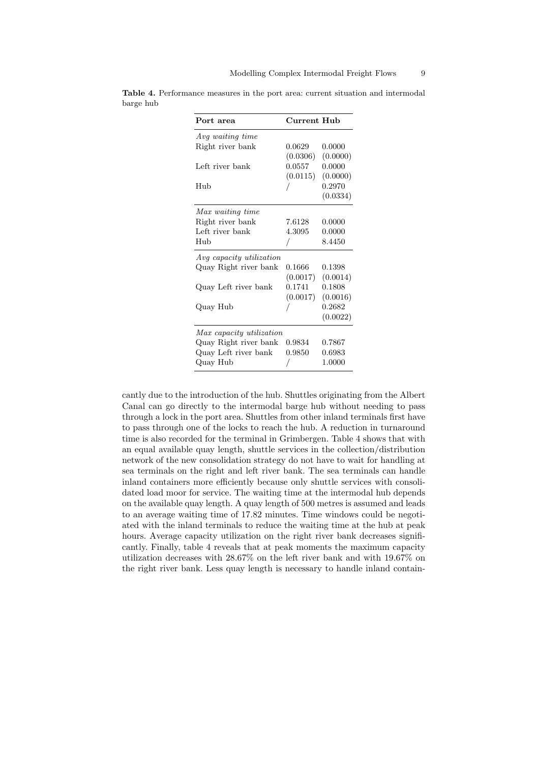**Table 4.** Performance measures in the port area: current situation and intermodal barge hub

| Port area | Current | Hub |
|---|---|---|
| *Avg waiting time* | | |
| Right river bank | 0.0629 | 0.0000 |
| | (0.0306) | (0.0000) |
| Left river bank | 0.0557 | 0.0000 |
| | (0.0115) | (0.0000) |
| Hub | / | 0.2970 |
| | | (0.0334) |
| *Max waiting time* | | |
| Right river bank | 7.6128 | 0.0000 |
| Left river bank | 4.3095 | 0.0000 |
| Hub | / | 8.4450 |
| *Avg capacity utilization* | | |
| Quay Right river bank | 0.1666 | 0.1398 |
| | (0.0017) | (0.0014) |
| Quay Left river bank | 0.1741 | 0.1808 |
| | (0.0017) | (0.0016) |
| Quay Hub | / | 0.2682 |
| | | (0.0022) |
| *Max capacity utilization* | | |
| Quay Right river bank | 0.9834 | 0.7867 |
| Quay Left river bank | 0.9850 | 0.6983 |
| Quay Hub | / | 1.0000 |

cantly due to the introduction of the hub. Shuttles originating from the Albert Canal can go directly to the intermodal barge hub without needing to pass through a lock in the port area. Shuttles from other inland terminals first have to pass through one of the locks to reach the hub. A reduction in turnaround time is also recorded for the terminal in Grimbergen. Table 4 shows that with an equal available quay length, shuttle services in the collection/distribution network of the new consolidation strategy do not have to wait for handling at sea terminals on the right and left river bank. The sea terminals can handle inland containers more efficiently because only shuttle services with consolidated load moor for service. The waiting time at the intermodal hub depends on the available quay length. A quay length of 500 metres is assumed and leads to an average waiting time of 17.82 minutes. Time windows could be negotiated with the inland terminals to reduce the waiting time at the hub at peak hours. Average capacity utilization on the right river bank decreases significantly. Finally, table 4 reveals that at peak moments the maximum capacity utilization decreases with 28.67% on the left river bank and with 19.67% on the right river bank. Less quay length is necessary to handle inland contain-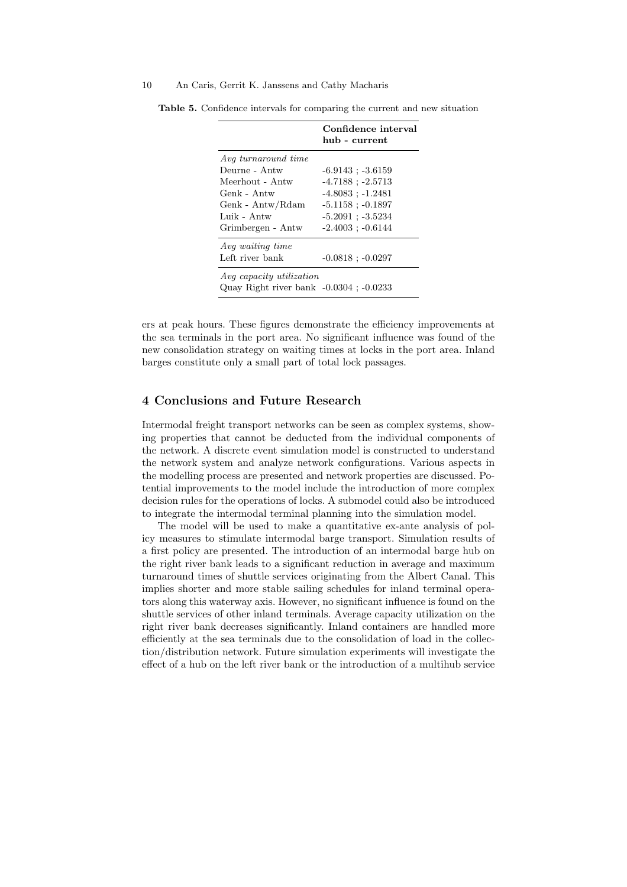**Table 5.** Confidence intervals for comparing the current and new situation

| | **Confidence interval hub - current** |
|---|---|
| *Avg turnaround time* | |
| Deurne - Antw | -6.9143 ; -3.6159 |
| Meerhout - Antw | -4.7188 ; -2.5713 |
| Genk - Antw | -4.8083 ; -1.2481 |
| Genk - Antw/Rdam | -5.1158 ; -0.1897 |
| Luik - Antw | -5.2091 ; -3.5234 |
| Grimbergen - Antw | -2.4003 ; -0.6144 |
| *Avg waiting time* | |
| Left river bank | -0.0818 ; -0.0297 |
| *Avg capacity utilization* | |
| Quay Right river bank | -0.0304 ; -0.0233 |

ers at peak hours. These figures demonstrate the efficiency improvements at the sea terminals in the port area. No significant influence was found of the new consolidation strategy on waiting times at locks in the port area. Inland barges constitute only a small part of total lock passages.

## 4 Conclusions and Future Research

Intermodal freight transport networks can be seen as complex systems, showing properties that cannot be deducted from the individual components of the network. A discrete event simulation model is constructed to understand the network system and analyze network configurations. Various aspects in the modelling process are presented and network properties are discussed. Potential improvements to the model include the introduction of more complex decision rules for the operations of locks. A submodel could also be introduced to integrate the intermodal terminal planning into the simulation model.

The model will be used to make a quantitative ex-ante analysis of policy measures to stimulate intermodal barge transport. Simulation results of a first policy are presented. The introduction of an intermodal barge hub on the right river bank leads to a significant reduction in average and maximum turnaround times of shuttle services originating from the Albert Canal. This implies shorter and more stable sailing schedules for inland terminal operators along this waterway axis. However, no significant influence is found on the shuttle services of other inland terminals. Average capacity utilization on the right river bank decreases significantly. Inland containers are handled more efficiently at the sea terminals due to the consolidation of load in the collection/distribution network. Future simulation experiments will investigate the effect of a hub on the left river bank or the introduction of a multihub service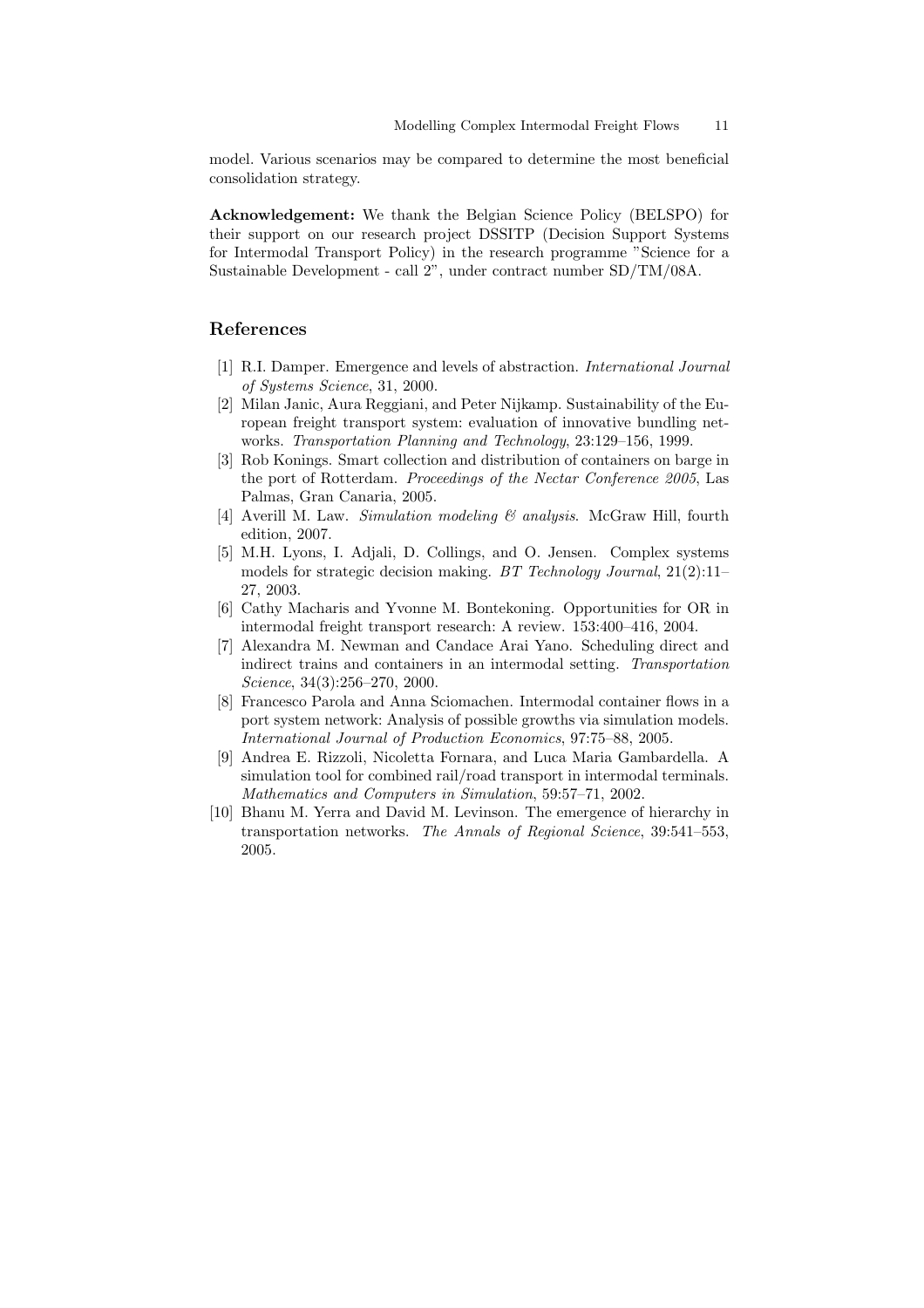model. Various scenarios may be compared to determine the most beneficial consolidation strategy.

**Acknowledgement:** We thank the Belgian Science Policy (BELSPO) for their support on our research project DSSITP (Decision Support Systems for Intermodal Transport Policy) in the research programme "Science for a Sustainable Development - call 2", under contract number SD/TM/08A.

## References

[1] R.I. Damper. Emergence and levels of abstraction. *International Journal of Systems Science*, 31, 2000.

[2] Milan Janic, Aura Reggiani, and Peter Nijkamp. Sustainability of the European freight transport system: evaluation of innovative bundling networks. *Transportation Planning and Technology*, 23:129–156, 1999.

[3] Rob Konings. Smart collection and distribution of containers on barge in the port of Rotterdam. *Proceedings of the Nectar Conference 2005*, Las Palmas, Gran Canaria, 2005.

[4] Averill M. Law. *Simulation modeling & analysis*. McGraw Hill, fourth edition, 2007.

[5] M.H. Lyons, I. Adjali, D. Collings, and O. Jensen. Complex systems models for strategic decision making. *BT Technology Journal*, 21(2):11–27, 2003.

[6] Cathy Macharis and Yvonne M. Bontekoning. Opportunities for OR in intermodal freight transport research: A review. 153:400–416, 2004.

[7] Alexandra M. Newman and Candace Arai Yano. Scheduling direct and indirect trains and containers in an intermodal setting. *Transportation Science*, 34(3):256–270, 2000.

[8] Francesco Parola and Anna Sciomachen. Intermodal container flows in a port system network: Analysis of possible growths via simulation models. *International Journal of Production Economics*, 97:75–88, 2005.

[9] Andrea E. Rizzoli, Nicoletta Fornara, and Luca Maria Gambardella. A simulation tool for combined rail/road transport in intermodal terminals. *Mathematics and Computers in Simulation*, 59:57–71, 2002.

[10] Bhanu M. Yerra and David M. Levinson. The emergence of hierarchy in transportation networks. *The Annals of Regional Science*, 39:541–553, 2005.